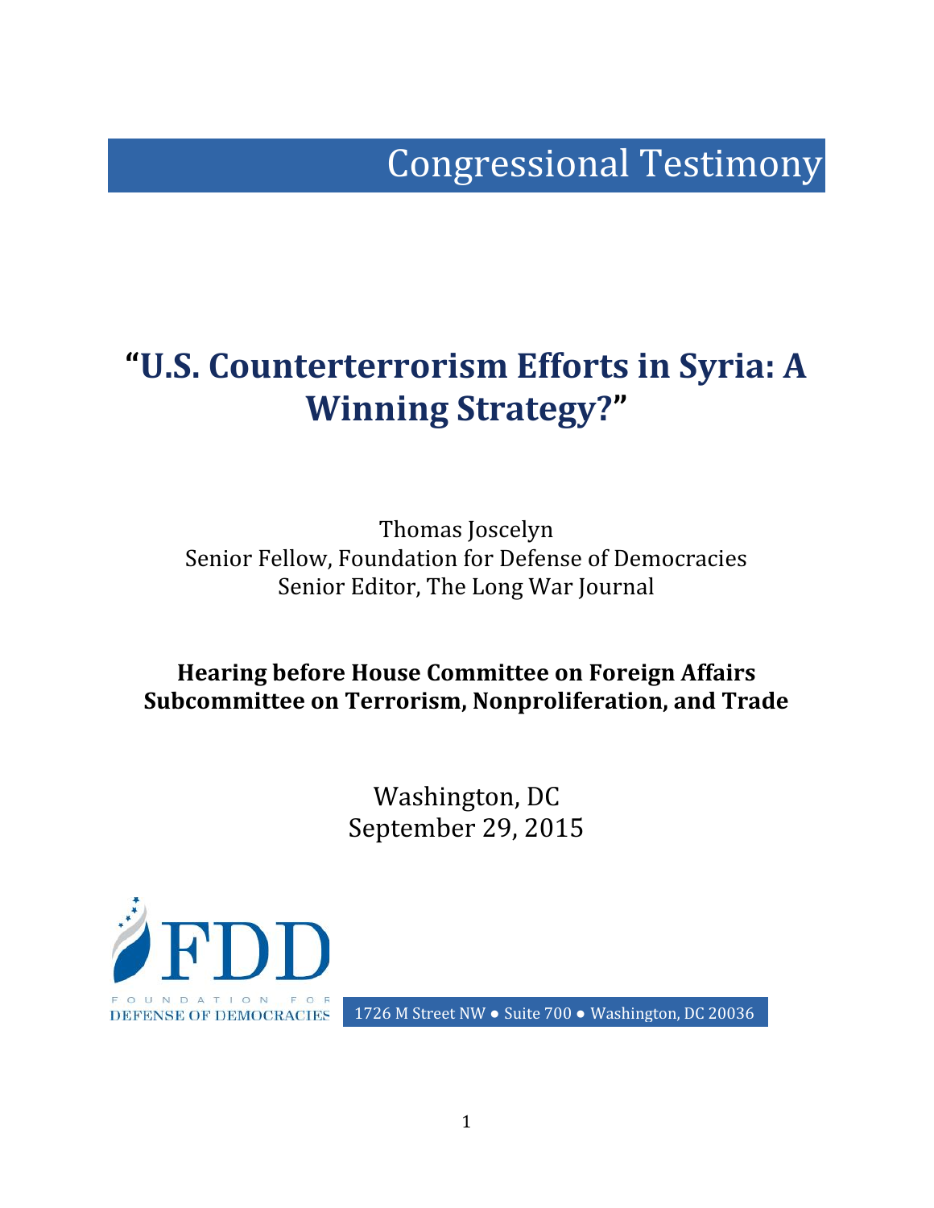Congressional Testimony

# "U.S. Counterterrorism Efforts in Syria: A Winning Strategy?"

Thomas Joscelyn
Senior Fellow, Foundation for Defense of Democracies
Senior Editor, The Long War Journal

**Hearing before House Committee on Foreign Affairs
Subcommittee on Terrorism, Nonproliferation, and Trade**

Washington, DC
September 29, 2015

FDD
FOUNDATION FOR DEFENSE OF DEMOCRACIES

1726 M Street NW ● Suite 700 ● Washington, DC 20036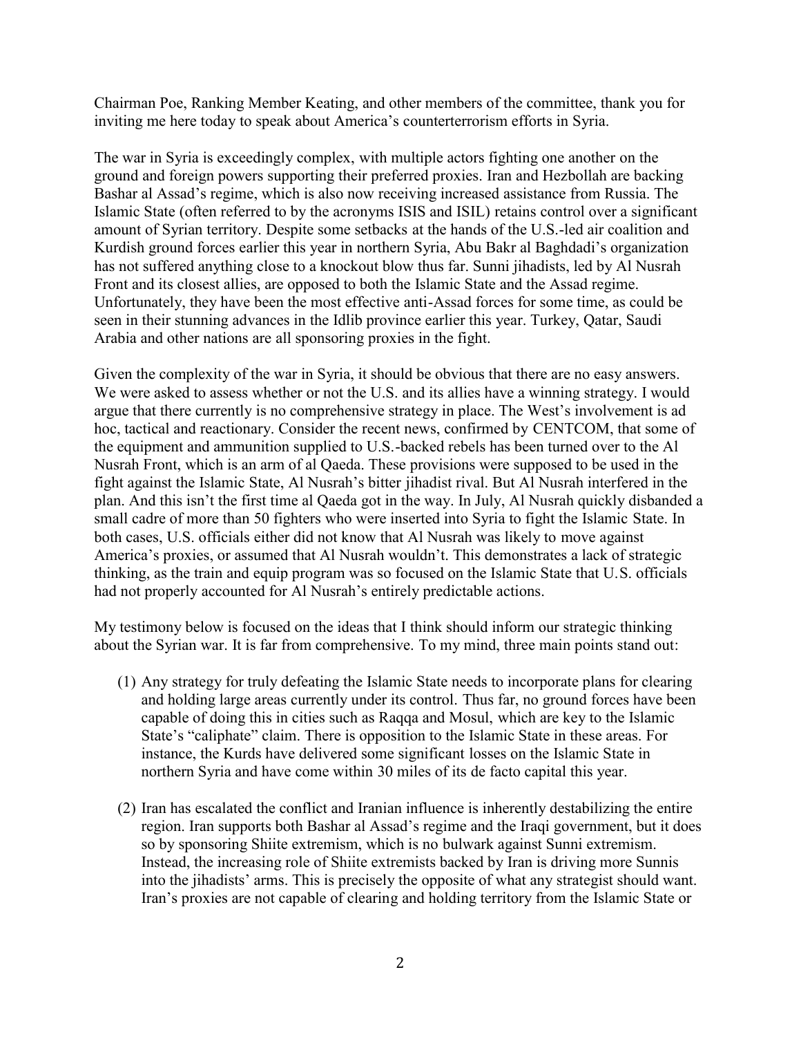Chairman Poe, Ranking Member Keating, and other members of the committee, thank you for inviting me here today to speak about America's counterterrorism efforts in Syria.

The war in Syria is exceedingly complex, with multiple actors fighting one another on the ground and foreign powers supporting their preferred proxies. Iran and Hezbollah are backing Bashar al Assad's regime, which is also now receiving increased assistance from Russia. The Islamic State (often referred to by the acronyms ISIS and ISIL) retains control over a significant amount of Syrian territory. Despite some setbacks at the hands of the U.S.-led air coalition and Kurdish ground forces earlier this year in northern Syria, Abu Bakr al Baghdadi's organization has not suffered anything close to a knockout blow thus far. Sunni jihadists, led by Al Nusrah Front and its closest allies, are opposed to both the Islamic State and the Assad regime. Unfortunately, they have been the most effective anti-Assad forces for some time, as could be seen in their stunning advances in the Idlib province earlier this year. Turkey, Qatar, Saudi Arabia and other nations are all sponsoring proxies in the fight.

Given the complexity of the war in Syria, it should be obvious that there are no easy answers. We were asked to assess whether or not the U.S. and its allies have a winning strategy. I would argue that there currently is no comprehensive strategy in place. The West's involvement is ad hoc, tactical and reactionary. Consider the recent news, confirmed by CENTCOM, that some of the equipment and ammunition supplied to U.S.-backed rebels has been turned over to the Al Nusrah Front, which is an arm of al Qaeda. These provisions were supposed to be used in the fight against the Islamic State, Al Nusrah's bitter jihadist rival. But Al Nusrah interfered in the plan. And this isn't the first time al Qaeda got in the way. In July, Al Nusrah quickly disbanded a small cadre of more than 50 fighters who were inserted into Syria to fight the Islamic State. In both cases, U.S. officials either did not know that Al Nusrah was likely to move against America's proxies, or assumed that Al Nusrah wouldn't. This demonstrates a lack of strategic thinking, as the train and equip program was so focused on the Islamic State that U.S. officials had not properly accounted for Al Nusrah's entirely predictable actions.

My testimony below is focused on the ideas that I think should inform our strategic thinking about the Syrian war. It is far from comprehensive. To my mind, three main points stand out:

(1) Any strategy for truly defeating the Islamic State needs to incorporate plans for clearing and holding large areas currently under its control. Thus far, no ground forces have been capable of doing this in cities such as Raqqa and Mosul, which are key to the Islamic State's "caliphate" claim. There is opposition to the Islamic State in these areas. For instance, the Kurds have delivered some significant losses on the Islamic State in northern Syria and have come within 30 miles of its de facto capital this year.

(2) Iran has escalated the conflict and Iranian influence is inherently destabilizing the entire region. Iran supports both Bashar al Assad's regime and the Iraqi government, but it does so by sponsoring Shiite extremism, which is no bulwark against Sunni extremism. Instead, the increasing role of Shiite extremists backed by Iran is driving more Sunnis into the jihadists' arms. This is precisely the opposite of what any strategist should want. Iran's proxies are not capable of clearing and holding territory from the Islamic State or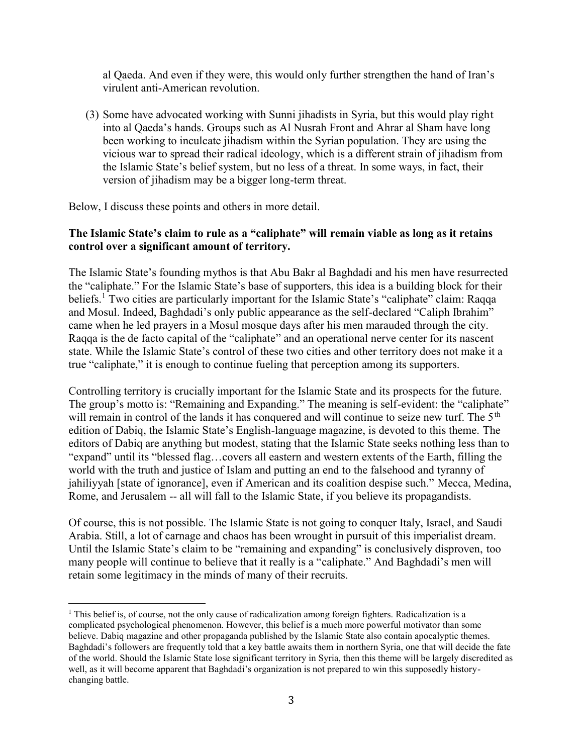al Qaeda. And even if they were, this would only further strengthen the hand of Iran's virulent anti-American revolution.

(3) Some have advocated working with Sunni jihadists in Syria, but this would play right into al Qaeda's hands. Groups such as Al Nusrah Front and Ahrar al Sham have long been working to inculcate jihadism within the Syrian population. They are using the vicious war to spread their radical ideology, which is a different strain of jihadism from the Islamic State's belief system, but no less of a threat. In some ways, in fact, their version of jihadism may be a bigger long-term threat.

Below, I discuss these points and others in more detail.

**The Islamic State's claim to rule as a "caliphate" will remain viable as long as it retains control over a significant amount of territory.**

The Islamic State's founding mythos is that Abu Bakr al Baghdadi and his men have resurrected the "caliphate." For the Islamic State's base of supporters, this idea is a building block for their beliefs.[1] Two cities are particularly important for the Islamic State's "caliphate" claim: Raqqa and Mosul. Indeed, Baghdadi's only public appearance as the self-declared "Caliph Ibrahim" came when he led prayers in a Mosul mosque days after his men marauded through the city. Raqqa is the de facto capital of the "caliphate" and an operational nerve center for its nascent state. While the Islamic State's control of these two cities and other territory does not make it a true "caliphate," it is enough to continue fueling that perception among its supporters.

Controlling territory is crucially important for the Islamic State and its prospects for the future. The group's motto is: "Remaining and Expanding." The meaning is self-evident: the "caliphate" will remain in control of the lands it has conquered and will continue to seize new turf. The 5th edition of Dabiq, the Islamic State's English-language magazine, is devoted to this theme. The editors of Dabiq are anything but modest, stating that the Islamic State seeks nothing less than to "expand" until its "blessed flag…covers all eastern and western extents of the Earth, filling the world with the truth and justice of Islam and putting an end to the falsehood and tyranny of jahiliyyah [state of ignorance], even if American and its coalition despise such." Mecca, Medina, Rome, and Jerusalem -- all will fall to the Islamic State, if you believe its propagandists.

Of course, this is not possible. The Islamic State is not going to conquer Italy, Israel, and Saudi Arabia. Still, a lot of carnage and chaos has been wrought in pursuit of this imperialist dream. Until the Islamic State's claim to be "remaining and expanding" is conclusively disproven, too many people will continue to believe that it really is a "caliphate." And Baghdadi's men will retain some legitimacy in the minds of many of their recruits.

---

[1] This belief is, of course, not the only cause of radicalization among foreign fighters. Radicalization is a complicated psychological phenomenon. However, this belief is a much more powerful motivator than some believe. Dabiq magazine and other propaganda published by the Islamic State also contain apocalyptic themes. Baghdadi's followers are frequently told that a key battle awaits them in northern Syria, one that will decide the fate of the world. Should the Islamic State lose significant territory in Syria, then this theme will be largely discredited as well, as it will become apparent that Baghdadi's organization is not prepared to win this supposedly history-changing battle.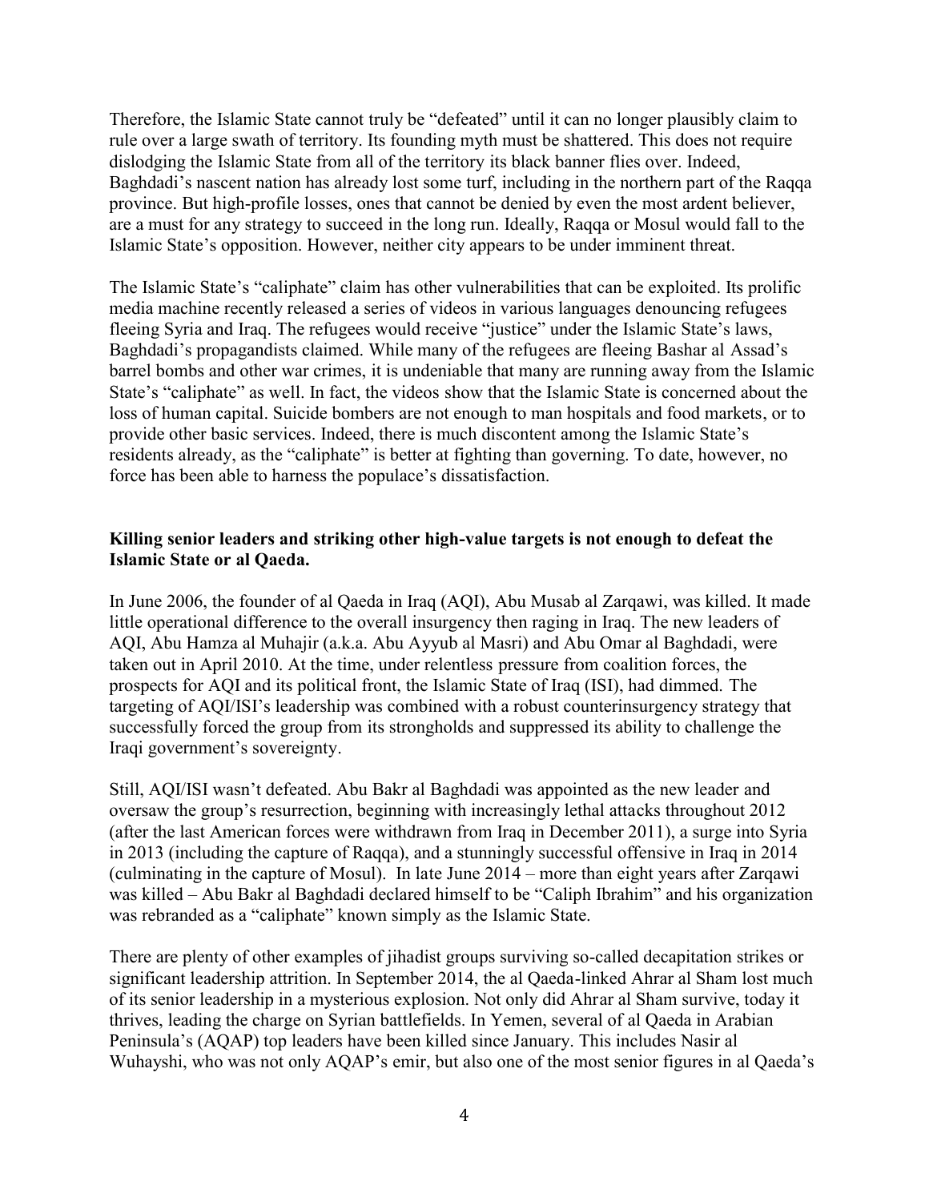Therefore, the Islamic State cannot truly be "defeated" until it can no longer plausibly claim to rule over a large swath of territory. Its founding myth must be shattered. This does not require dislodging the Islamic State from all of the territory its black banner flies over. Indeed, Baghdadi's nascent nation has already lost some turf, including in the northern part of the Raqqa province. But high-profile losses, ones that cannot be denied by even the most ardent believer, are a must for any strategy to succeed in the long run. Ideally, Raqqa or Mosul would fall to the Islamic State's opposition. However, neither city appears to be under imminent threat.

The Islamic State's "caliphate" claim has other vulnerabilities that can be exploited. Its prolific media machine recently released a series of videos in various languages denouncing refugees fleeing Syria and Iraq. The refugees would receive "justice" under the Islamic State's laws, Baghdadi's propagandists claimed. While many of the refugees are fleeing Bashar al Assad's barrel bombs and other war crimes, it is undeniable that many are running away from the Islamic State's "caliphate" as well. In fact, the videos show that the Islamic State is concerned about the loss of human capital. Suicide bombers are not enough to man hospitals and food markets, or to provide other basic services. Indeed, there is much discontent among the Islamic State's residents already, as the "caliphate" is better at fighting than governing. To date, however, no force has been able to harness the populace's dissatisfaction.

**Killing senior leaders and striking other high-value targets is not enough to defeat the Islamic State or al Qaeda.**

In June 2006, the founder of al Qaeda in Iraq (AQI), Abu Musab al Zarqawi, was killed. It made little operational difference to the overall insurgency then raging in Iraq. The new leaders of AQI, Abu Hamza al Muhajir (a.k.a. Abu Ayyub al Masri) and Abu Omar al Baghdadi, were taken out in April 2010. At the time, under relentless pressure from coalition forces, the prospects for AQI and its political front, the Islamic State of Iraq (ISI), had dimmed. The targeting of AQI/ISI's leadership was combined with a robust counterinsurgency strategy that successfully forced the group from its strongholds and suppressed its ability to challenge the Iraqi government's sovereignty.

Still, AQI/ISI wasn't defeated. Abu Bakr al Baghdadi was appointed as the new leader and oversaw the group's resurrection, beginning with increasingly lethal attacks throughout 2012 (after the last American forces were withdrawn from Iraq in December 2011), a surge into Syria in 2013 (including the capture of Raqqa), and a stunningly successful offensive in Iraq in 2014 (culminating in the capture of Mosul). In late June 2014 – more than eight years after Zarqawi was killed – Abu Bakr al Baghdadi declared himself to be "Caliph Ibrahim" and his organization was rebranded as a "caliphate" known simply as the Islamic State.

There are plenty of other examples of jihadist groups surviving so-called decapitation strikes or significant leadership attrition. In September 2014, the al Qaeda-linked Ahrar al Sham lost much of its senior leadership in a mysterious explosion. Not only did Ahrar al Sham survive, today it thrives, leading the charge on Syrian battlefields. In Yemen, several of al Qaeda in Arabian Peninsula's (AQAP) top leaders have been killed since January. This includes Nasir al Wuhayshi, who was not only AQAP's emir, but also one of the most senior figures in al Qaeda's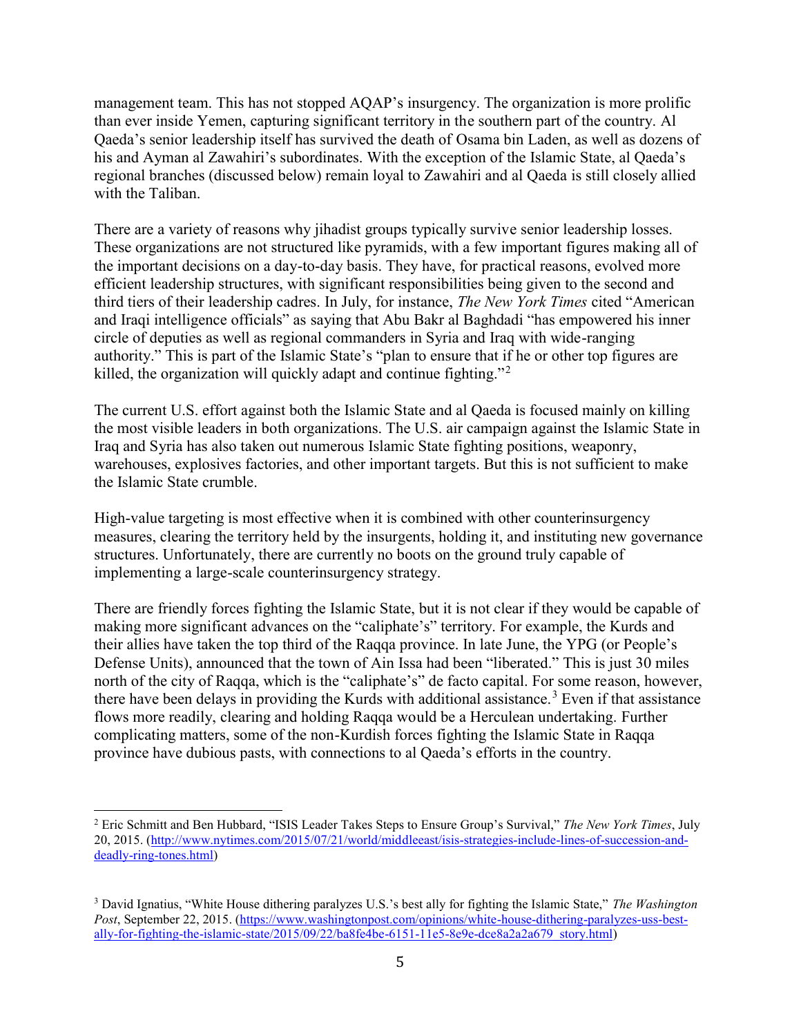management team. This has not stopped AQAP's insurgency. The organization is more prolific than ever inside Yemen, capturing significant territory in the southern part of the country. Al Qaeda's senior leadership itself has survived the death of Osama bin Laden, as well as dozens of his and Ayman al Zawahiri's subordinates. With the exception of the Islamic State, al Qaeda's regional branches (discussed below) remain loyal to Zawahiri and al Qaeda is still closely allied with the Taliban.

There are a variety of reasons why jihadist groups typically survive senior leadership losses. These organizations are not structured like pyramids, with a few important figures making all of the important decisions on a day-to-day basis. They have, for practical reasons, evolved more efficient leadership structures, with significant responsibilities being given to the second and third tiers of their leadership cadres. In July, for instance, *The New York Times* cited "American and Iraqi intelligence officials" as saying that Abu Bakr al Baghdadi "has empowered his inner circle of deputies as well as regional commanders in Syria and Iraq with wide-ranging authority." This is part of the Islamic State's "plan to ensure that if he or other top figures are killed, the organization will quickly adapt and continue fighting."[2]

The current U.S. effort against both the Islamic State and al Qaeda is focused mainly on killing the most visible leaders in both organizations. The U.S. air campaign against the Islamic State in Iraq and Syria has also taken out numerous Islamic State fighting positions, weaponry, warehouses, explosives factories, and other important targets. But this is not sufficient to make the Islamic State crumble.

High-value targeting is most effective when it is combined with other counterinsurgency measures, clearing the territory held by the insurgents, holding it, and instituting new governance structures. Unfortunately, there are currently no boots on the ground truly capable of implementing a large-scale counterinsurgency strategy.

There are friendly forces fighting the Islamic State, but it is not clear if they would be capable of making more significant advances on the "caliphate's" territory. For example, the Kurds and their allies have taken the top third of the Raqqa province. In late June, the YPG (or People's Defense Units), announced that the town of Ain Issa had been "liberated." This is just 30 miles north of the city of Raqqa, which is the "caliphate's" de facto capital. For some reason, however, there have been delays in providing the Kurds with additional assistance.[3] Even if that assistance flows more readily, clearing and holding Raqqa would be a Herculean undertaking. Further complicating matters, some of the non-Kurdish forces fighting the Islamic State in Raqqa province have dubious pasts, with connections to al Qaeda's efforts in the country.

---

[2] Eric Schmitt and Ben Hubbard, "ISIS Leader Takes Steps to Ensure Group's Survival," *The New York Times*, July 20, 2015. (http://www.nytimes.com/2015/07/21/world/middleeast/isis-strategies-include-lines-of-succession-and-deadly-ring-tones.html)

[3] David Ignatius, "White House dithering paralyzes U.S.'s best ally for fighting the Islamic State," *The Washington Post*, September 22, 2015. (https://www.washingtonpost.com/opinions/white-house-dithering-paralyzes-uss-best-ally-for-fighting-the-islamic-state/2015/09/22/ba8fe4be-6151-11e5-8e9e-dce8a2a2a679_story.html)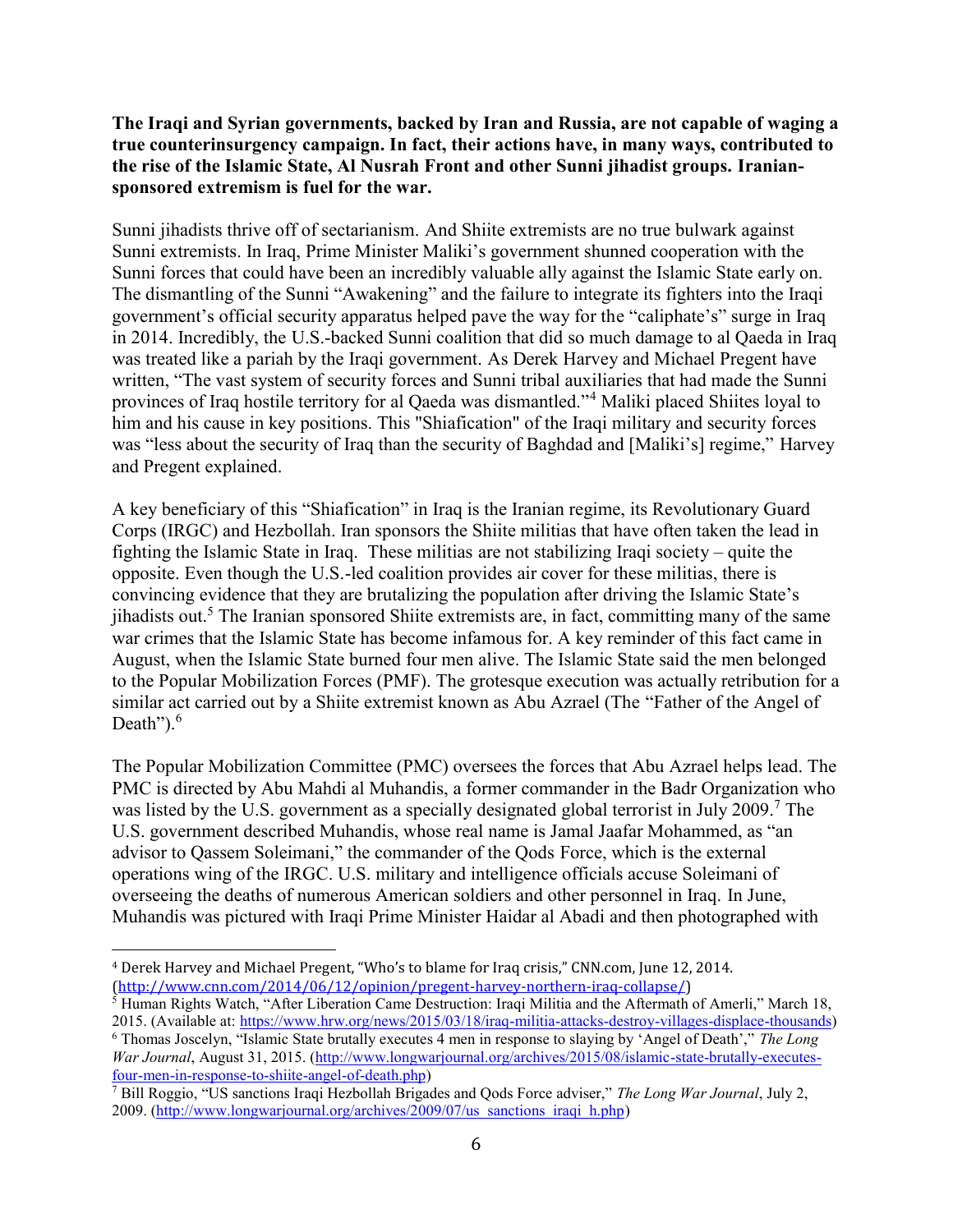**The Iraqi and Syrian governments, backed by Iran and Russia, are not capable of waging a true counterinsurgency campaign. In fact, their actions have, in many ways, contributed to the rise of the Islamic State, Al Nusrah Front and other Sunni jihadist groups. Iranian-sponsored extremism is fuel for the war.**

Sunni jihadists thrive off of sectarianism. And Shiite extremists are no true bulwark against Sunni extremists. In Iraq, Prime Minister Maliki's government shunned cooperation with the Sunni forces that could have been an incredibly valuable ally against the Islamic State early on. The dismantling of the Sunni "Awakening" and the failure to integrate its fighters into the Iraqi government's official security apparatus helped pave the way for the "caliphate's" surge in Iraq in 2014. Incredibly, the U.S.-backed Sunni coalition that did so much damage to al Qaeda in Iraq was treated like a pariah by the Iraqi government. As Derek Harvey and Michael Pregent have written, "The vast system of security forces and Sunni tribal auxiliaries that had made the Sunni provinces of Iraq hostile territory for al Qaeda was dismantled."[4] Maliki placed Shiites loyal to him and his cause in key positions. This "Shiafication" of the Iraqi military and security forces was "less about the security of Iraq than the security of Baghdad and [Maliki's] regime," Harvey and Pregent explained.

A key beneficiary of this "Shiafication" in Iraq is the Iranian regime, its Revolutionary Guard Corps (IRGC) and Hezbollah. Iran sponsors the Shiite militias that have often taken the lead in fighting the Islamic State in Iraq. These militias are not stabilizing Iraqi society – quite the opposite. Even though the U.S.-led coalition provides air cover for these militias, there is convincing evidence that they are brutalizing the population after driving the Islamic State's jihadists out.[5] The Iranian sponsored Shiite extremists are, in fact, committing many of the same war crimes that the Islamic State has become infamous for. A key reminder of this fact came in August, when the Islamic State burned four men alive. The Islamic State said the men belonged to the Popular Mobilization Forces (PMF). The grotesque execution was actually retribution for a similar act carried out by a Shiite extremist known as Abu Azrael (The "Father of the Angel of Death").[6]

The Popular Mobilization Committee (PMC) oversees the forces that Abu Azrael helps lead. The PMC is directed by Abu Mahdi al Muhandis, a former commander in the Badr Organization who was listed by the U.S. government as a specially designated global terrorist in July 2009.[7] The U.S. government described Muhandis, whose real name is Jamal Jaafar Mohammed, as "an advisor to Qassem Soleimani," the commander of the Qods Force, which is the external operations wing of the IRGC. U.S. military and intelligence officials accuse Soleimani of overseeing the deaths of numerous American soldiers and other personnel in Iraq. In June, Muhandis was pictured with Iraqi Prime Minister Haidar al Abadi and then photographed with

---

[4] Derek Harvey and Michael Pregent, "Who's to blame for Iraq crisis," CNN.com, June 12, 2014. (http://www.cnn.com/2014/06/12/opinion/pregent-harvey-northern-iraq-collapse/)

[5] Human Rights Watch, "After Liberation Came Destruction: Iraqi Militia and the Aftermath of Amerli," March 18, 2015. (Available at: https://www.hrw.org/news/2015/03/18/iraq-militia-attacks-destroy-villages-displace-thousands)

[6] Thomas Joscelyn, "Islamic State brutally executes 4 men in response to slaying by 'Angel of Death'," *The Long War Journal*, August 31, 2015. (http://www.longwarjournal.org/archives/2015/08/islamic-state-brutally-executes-four-men-in-response-to-shiite-angel-of-death.php)

[7] Bill Roggio, "US sanctions Iraqi Hezbollah Brigades and Qods Force adviser," *The Long War Journal*, July 2, 2009. (http://www.longwarjournal.org/archives/2009/07/us_sanctions_iraqi_h.php)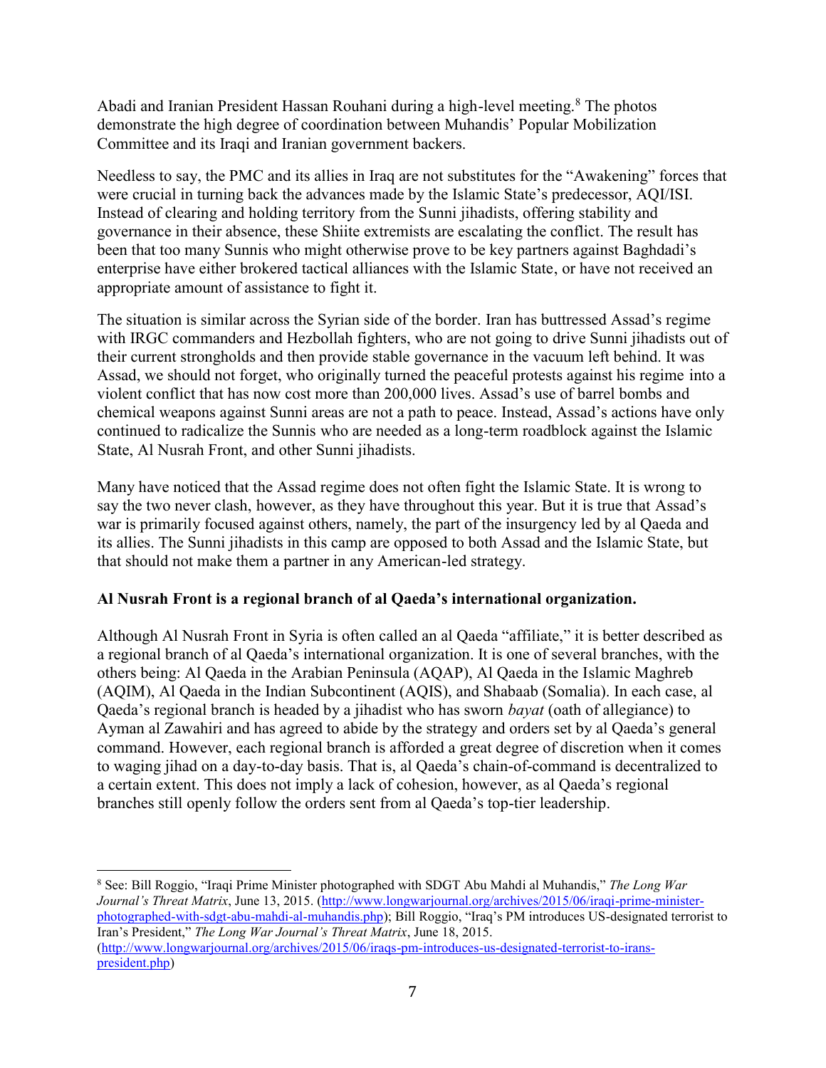Abadi and Iranian President Hassan Rouhani during a high-level meeting.[8] The photos demonstrate the high degree of coordination between Muhandis' Popular Mobilization Committee and its Iraqi and Iranian government backers.

Needless to say, the PMC and its allies in Iraq are not substitutes for the "Awakening" forces that were crucial in turning back the advances made by the Islamic State's predecessor, AQI/ISI. Instead of clearing and holding territory from the Sunni jihadists, offering stability and governance in their absence, these Shiite extremists are escalating the conflict. The result has been that too many Sunnis who might otherwise prove to be key partners against Baghdadi's enterprise have either brokered tactical alliances with the Islamic State, or have not received an appropriate amount of assistance to fight it.

The situation is similar across the Syrian side of the border. Iran has buttressed Assad's regime with IRGC commanders and Hezbollah fighters, who are not going to drive Sunni jihadists out of their current strongholds and then provide stable governance in the vacuum left behind. It was Assad, we should not forget, who originally turned the peaceful protests against his regime into a violent conflict that has now cost more than 200,000 lives. Assad's use of barrel bombs and chemical weapons against Sunni areas are not a path to peace. Instead, Assad's actions have only continued to radicalize the Sunnis who are needed as a long-term roadblock against the Islamic State, Al Nusrah Front, and other Sunni jihadists.

Many have noticed that the Assad regime does not often fight the Islamic State. It is wrong to say the two never clash, however, as they have throughout this year. But it is true that Assad's war is primarily focused against others, namely, the part of the insurgency led by al Qaeda and its allies. The Sunni jihadists in this camp are opposed to both Assad and the Islamic State, but that should not make them a partner in any American-led strategy.

**Al Nusrah Front is a regional branch of al Qaeda's international organization.**

Although Al Nusrah Front in Syria is often called an al Qaeda "affiliate," it is better described as a regional branch of al Qaeda's international organization. It is one of several branches, with the others being: Al Qaeda in the Arabian Peninsula (AQAP), Al Qaeda in the Islamic Maghreb (AQIM), Al Qaeda in the Indian Subcontinent (AQIS), and Shabaab (Somalia). In each case, al Qaeda's regional branch is headed by a jihadist who has sworn *bayat* (oath of allegiance) to Ayman al Zawahiri and has agreed to abide by the strategy and orders set by al Qaeda's general command. However, each regional branch is afforded a great degree of discretion when it comes to waging jihad on a day-to-day basis. That is, al Qaeda's chain-of-command is decentralized to a certain extent. This does not imply a lack of cohesion, however, as al Qaeda's regional branches still openly follow the orders sent from al Qaeda's top-tier leadership.

---

[8] See: Bill Roggio, "Iraqi Prime Minister photographed with SDGT Abu Mahdi al Muhandis," *The Long War Journal's Threat Matrix*, June 13, 2015. (http://www.longwarjournal.org/archives/2015/06/iraqi-prime-minister-photographed-with-sdgt-abu-mahdi-al-muhandis.php); Bill Roggio, "Iraq's PM introduces US-designated terrorist to Iran's President," *The Long War Journal's Threat Matrix*, June 18, 2015. (http://www.longwarjournal.org/archives/2015/06/iraqs-pm-introduces-us-designated-terrorist-to-irans-president.php)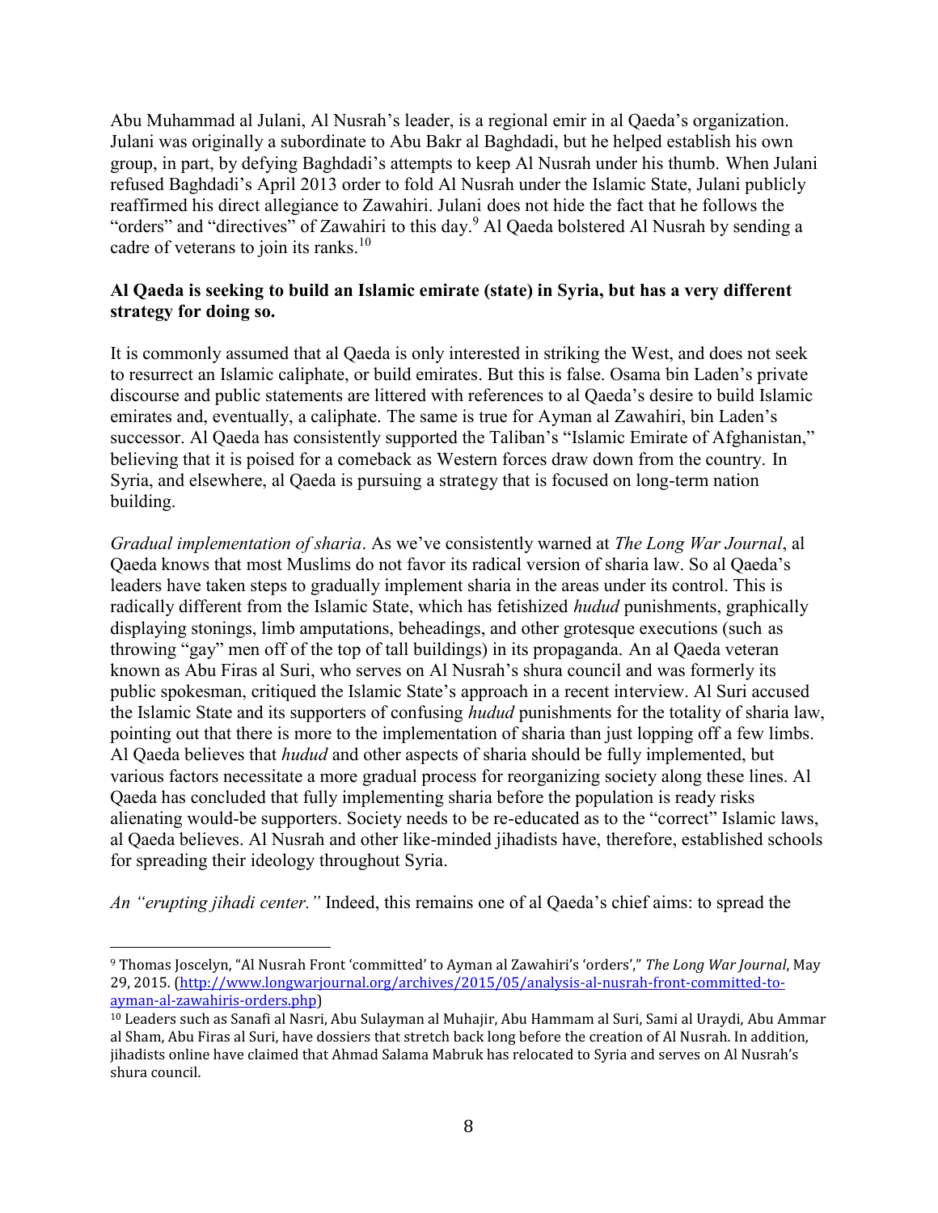Abu Muhammad al Julani, Al Nusrah's leader, is a regional emir in al Qaeda's organization. Julani was originally a subordinate to Abu Bakr al Baghdadi, but he helped establish his own group, in part, by defying Baghdadi's attempts to keep Al Nusrah under his thumb. When Julani refused Baghdadi's April 2013 order to fold Al Nusrah under the Islamic State, Julani publicly reaffirmed his direct allegiance to Zawahiri. Julani does not hide the fact that he follows the "orders" and "directives" of Zawahiri to this day.[9] Al Qaeda bolstered Al Nusrah by sending a cadre of veterans to join its ranks.[10]

**Al Qaeda is seeking to build an Islamic emirate (state) in Syria, but has a very different strategy for doing so.**

It is commonly assumed that al Qaeda is only interested in striking the West, and does not seek to resurrect an Islamic caliphate, or build emirates. But this is false. Osama bin Laden's private discourse and public statements are littered with references to al Qaeda's desire to build Islamic emirates and, eventually, a caliphate. The same is true for Ayman al Zawahiri, bin Laden's successor. Al Qaeda has consistently supported the Taliban's "Islamic Emirate of Afghanistan," believing that it is poised for a comeback as Western forces draw down from the country. In Syria, and elsewhere, al Qaeda is pursuing a strategy that is focused on long-term nation building.

*Gradual implementation of sharia*. As we've consistently warned at *The Long War Journal*, al Qaeda knows that most Muslims do not favor its radical version of sharia law. So al Qaeda's leaders have taken steps to gradually implement sharia in the areas under its control. This is radically different from the Islamic State, which has fetishized *hudud* punishments, graphically displaying stonings, limb amputations, beheadings, and other grotesque executions (such as throwing "gay" men off of the top of tall buildings) in its propaganda. An al Qaeda veteran known as Abu Firas al Suri, who serves on Al Nusrah's shura council and was formerly its public spokesman, critiqued the Islamic State's approach in a recent interview. Al Suri accused the Islamic State and its supporters of confusing *hudud* punishments for the totality of sharia law, pointing out that there is more to the implementation of sharia than just lopping off a few limbs. Al Qaeda believes that *hudud* and other aspects of sharia should be fully implemented, but various factors necessitate a more gradual process for reorganizing society along these lines. Al Qaeda has concluded that fully implementing sharia before the population is ready risks alienating would-be supporters. Society needs to be re-educated as to the "correct" Islamic laws, al Qaeda believes. Al Nusrah and other like-minded jihadists have, therefore, established schools for spreading their ideology throughout Syria.

*An "erupting jihadi center."* Indeed, this remains one of al Qaeda's chief aims: to spread the

---

[9] Thomas Joscelyn, "Al Nusrah Front 'committed' to Ayman al Zawahiri's 'orders'," *The Long War Journal*, May 29, 2015. (http://www.longwarjournal.org/archives/2015/05/analysis-al-nusrah-front-committed-to-ayman-al-zawahiris-orders.php)

[10] Leaders such as Sanafi al Nasri, Abu Sulayman al Muhajir, Abu Hammam al Suri, Sami al Uraydi, Abu Ammar al Sham, Abu Firas al Suri, have dossiers that stretch back long before the creation of Al Nusrah. In addition, jihadists online have claimed that Ahmad Salama Mabruk has relocated to Syria and serves on Al Nusrah's shura council.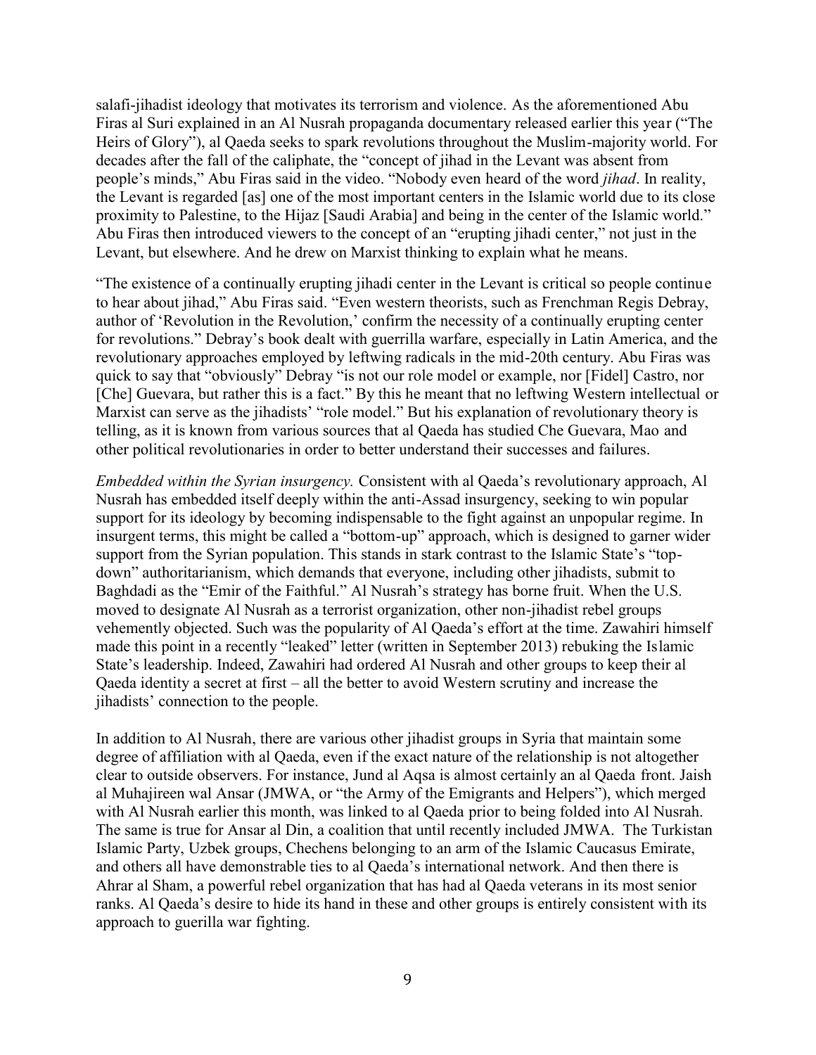salafi-jihadist ideology that motivates its terrorism and violence. As the aforementioned Abu Firas al Suri explained in an Al Nusrah propaganda documentary released earlier this year ("The Heirs of Glory"), al Qaeda seeks to spark revolutions throughout the Muslim-majority world. For decades after the fall of the caliphate, the "concept of jihad in the Levant was absent from people's minds," Abu Firas said in the video. "Nobody even heard of the word *jihad*. In reality, the Levant is regarded [as] one of the most important centers in the Islamic world due to its close proximity to Palestine, to the Hijaz [Saudi Arabia] and being in the center of the Islamic world." Abu Firas then introduced viewers to the concept of an "erupting jihadi center," not just in the Levant, but elsewhere. And he drew on Marxist thinking to explain what he means.

"The existence of a continually erupting jihadi center in the Levant is critical so people continue to hear about jihad," Abu Firas said. "Even western theorists, such as Frenchman Regis Debray, author of 'Revolution in the Revolution,' confirm the necessity of a continually erupting center for revolutions." Debray's book dealt with guerrilla warfare, especially in Latin America, and the revolutionary approaches employed by leftwing radicals in the mid-20th century. Abu Firas was quick to say that "obviously" Debray "is not our role model or example, nor [Fidel] Castro, nor [Che] Guevara, but rather this is a fact." By this he meant that no leftwing Western intellectual or Marxist can serve as the jihadists' "role model." But his explanation of revolutionary theory is telling, as it is known from various sources that al Qaeda has studied Che Guevara, Mao and other political revolutionaries in order to better understand their successes and failures.

*Embedded within the Syrian insurgency.* Consistent with al Qaeda's revolutionary approach, Al Nusrah has embedded itself deeply within the anti-Assad insurgency, seeking to win popular support for its ideology by becoming indispensable to the fight against an unpopular regime. In insurgent terms, this might be called a "bottom-up" approach, which is designed to garner wider support from the Syrian population. This stands in stark contrast to the Islamic State's "top-down" authoritarianism, which demands that everyone, including other jihadists, submit to Baghdadi as the "Emir of the Faithful." Al Nusrah's strategy has borne fruit. When the U.S. moved to designate Al Nusrah as a terrorist organization, other non-jihadist rebel groups vehemently objected. Such was the popularity of Al Qaeda's effort at the time. Zawahiri himself made this point in a recently "leaked" letter (written in September 2013) rebuking the Islamic State's leadership. Indeed, Zawahiri had ordered Al Nusrah and other groups to keep their al Qaeda identity a secret at first – all the better to avoid Western scrutiny and increase the jihadists' connection to the people.

In addition to Al Nusrah, there are various other jihadist groups in Syria that maintain some degree of affiliation with al Qaeda, even if the exact nature of the relationship is not altogether clear to outside observers. For instance, Jund al Aqsa is almost certainly an al Qaeda front. Jaish al Muhajireen wal Ansar (JMWA, or "the Army of the Emigrants and Helpers"), which merged with Al Nusrah earlier this month, was linked to al Qaeda prior to being folded into Al Nusrah. The same is true for Ansar al Din, a coalition that until recently included JMWA. The Turkistan Islamic Party, Uzbek groups, Chechens belonging to an arm of the Islamic Caucasus Emirate, and others all have demonstrable ties to al Qaeda's international network. And then there is Ahrar al Sham, a powerful rebel organization that has had al Qaeda veterans in its most senior ranks. Al Qaeda's desire to hide its hand in these and other groups is entirely consistent with its approach to guerilla war fighting.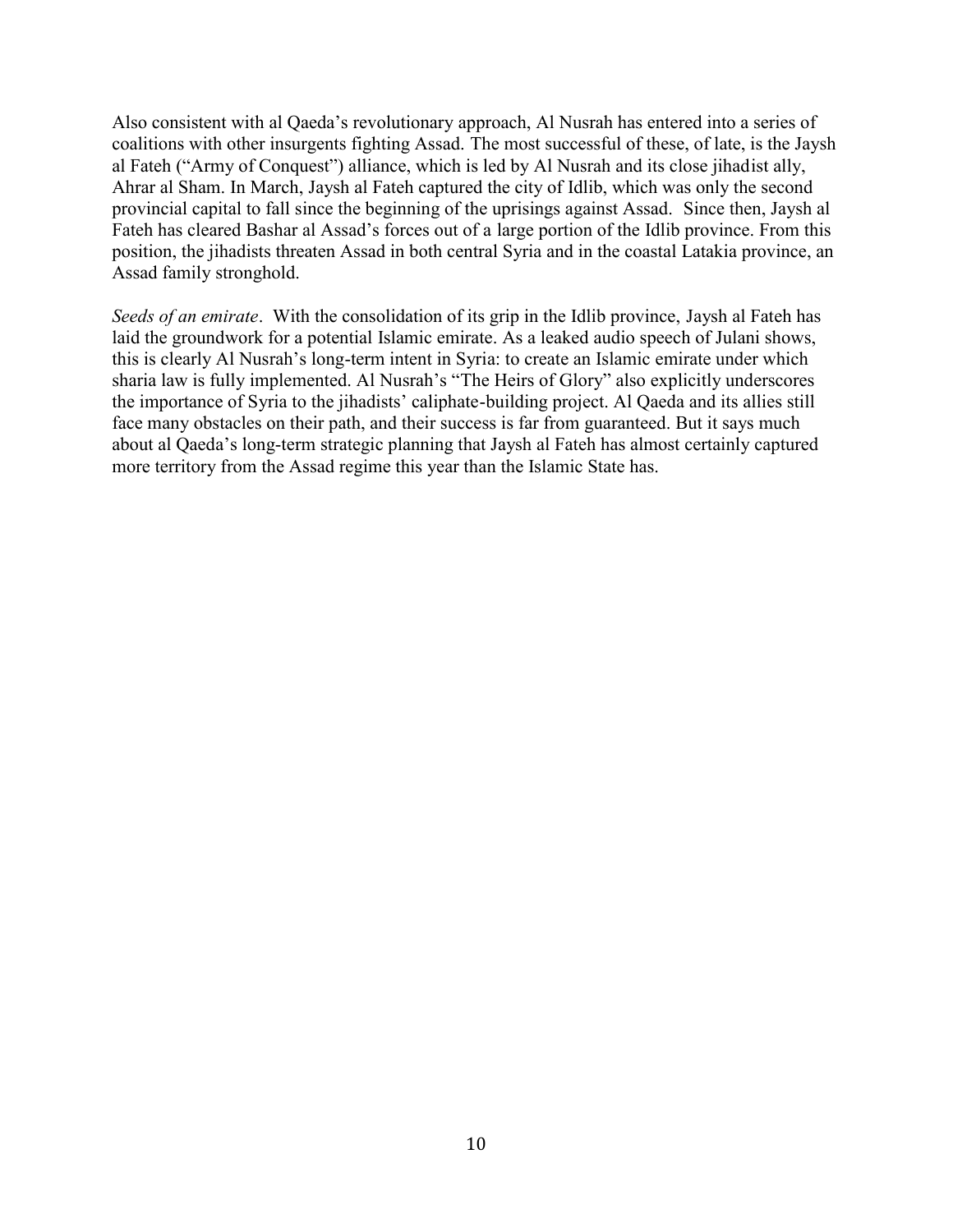Also consistent with al Qaeda's revolutionary approach, Al Nusrah has entered into a series of coalitions with other insurgents fighting Assad. The most successful of these, of late, is the Jaysh al Fateh ("Army of Conquest") alliance, which is led by Al Nusrah and its close jihadist ally, Ahrar al Sham. In March, Jaysh al Fateh captured the city of Idlib, which was only the second provincial capital to fall since the beginning of the uprisings against Assad. Since then, Jaysh al Fateh has cleared Bashar al Assad's forces out of a large portion of the Idlib province. From this position, the jihadists threaten Assad in both central Syria and in the coastal Latakia province, an Assad family stronghold.

*Seeds of an emirate*. With the consolidation of its grip in the Idlib province, Jaysh al Fateh has laid the groundwork for a potential Islamic emirate. As a leaked audio speech of Julani shows, this is clearly Al Nusrah's long-term intent in Syria: to create an Islamic emirate under which sharia law is fully implemented. Al Nusrah's "The Heirs of Glory" also explicitly underscores the importance of Syria to the jihadists' caliphate-building project. Al Qaeda and its allies still face many obstacles on their path, and their success is far from guaranteed. But it says much about al Qaeda's long-term strategic planning that Jaysh al Fateh has almost certainly captured more territory from the Assad regime this year than the Islamic State has.